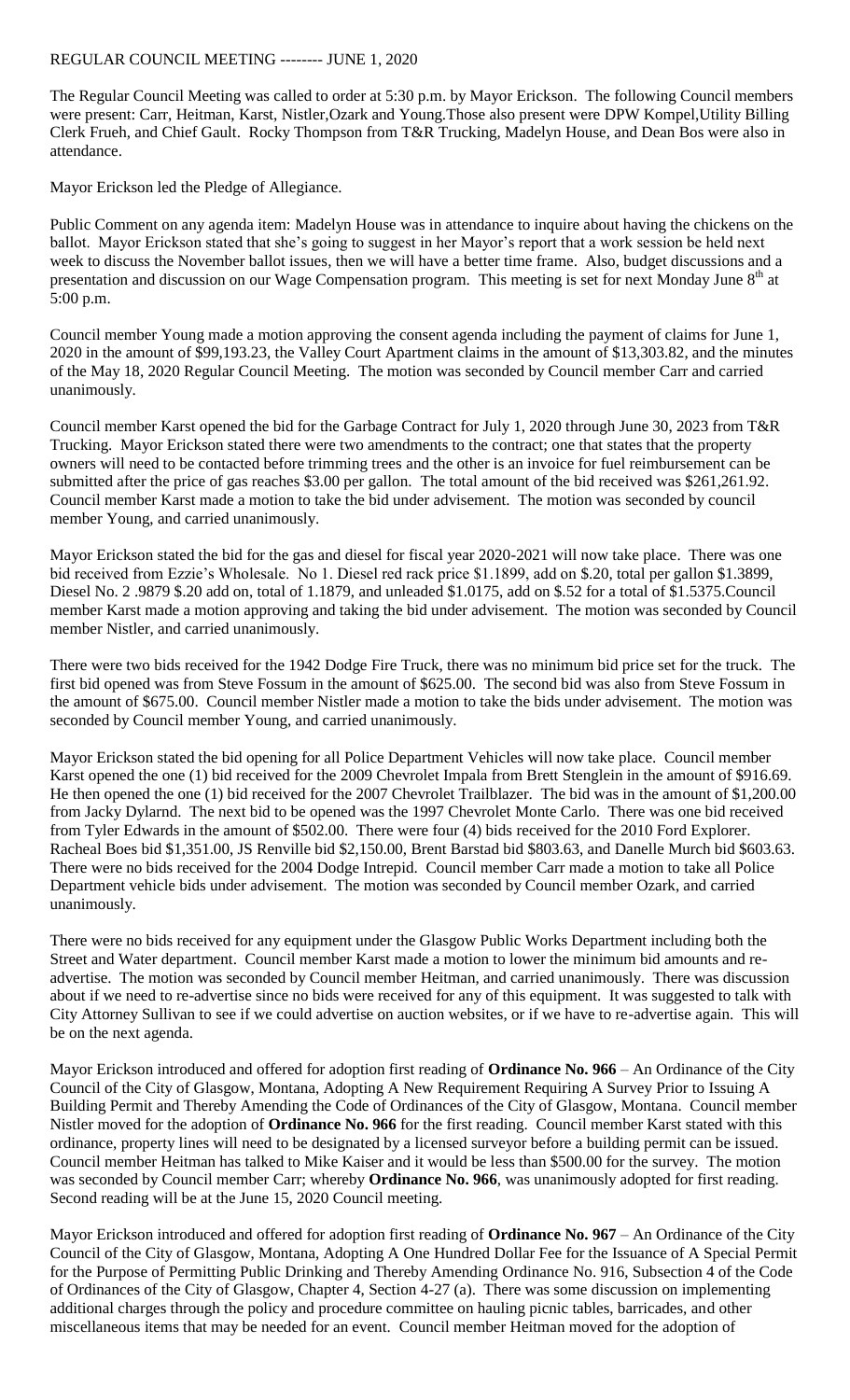# REGULAR COUNCIL MEETING -------- JUNE 1, 2020

The Regular Council Meeting was called to order at 5:30 p.m. by Mayor Erickson. The following Council members were present: Carr, Heitman, Karst, Nistler,Ozark and Young.Those also present were DPW Kompel,Utility Billing Clerk Frueh, and Chief Gault. Rocky Thompson from T&R Trucking, Madelyn House, and Dean Bos were also in attendance.

Mayor Erickson led the Pledge of Allegiance.

Public Comment on any agenda item: Madelyn House was in attendance to inquire about having the chickens on the ballot. Mayor Erickson stated that she's going to suggest in her Mayor's report that a work session be held next week to discuss the November ballot issues, then we will have a better time frame. Also, budget discussions and a presentation and discussion on our Wage Compensation program. This meeting is set for next Monday June 8th at 5:00 p.m.

Council member Young made a motion approving the consent agenda including the payment of claims for June 1, 2020 in the amount of $99,193.23, the Valley Court Apartment claims in the amount of $13,303.82, and the minutes of the May 18, 2020 Regular Council Meeting. The motion was seconded by Council member Carr and carried unanimously.

Council member Karst opened the bid for the Garbage Contract for July 1, 2020 through June 30, 2023 from T&R Trucking. Mayor Erickson stated there were two amendments to the contract; one that states that the property owners will need to be contacted before trimming trees and the other is an invoice for fuel reimbursement can be submitted after the price of gas reaches $3.00 per gallon. The total amount of the bid received was $261,261.92. Council member Karst made a motion to take the bid under advisement. The motion was seconded by council member Young, and carried unanimously.

Mayor Erickson stated the bid for the gas and diesel for fiscal year 2020-2021 will now take place. There was one bid received from Ezzie's Wholesale. No 1. Diesel red rack price $1.1899, add on $.20, total per gallon $1.3899, Diesel No. 2 .9879 $.20 add on, total of 1.1879, and unleaded $1.0175, add on $.52 for a total of $1.5375.Council member Karst made a motion approving and taking the bid under advisement. The motion was seconded by Council member Nistler, and carried unanimously.

There were two bids received for the 1942 Dodge Fire Truck, there was no minimum bid price set for the truck. The first bid opened was from Steve Fossum in the amount of $625.00. The second bid was also from Steve Fossum in the amount of $675.00. Council member Nistler made a motion to take the bids under advisement. The motion was seconded by Council member Young, and carried unanimously.

Mayor Erickson stated the bid opening for all Police Department Vehicles will now take place. Council member Karst opened the one (1) bid received for the 2009 Chevrolet Impala from Brett Stenglein in the amount of $916.69. He then opened the one (1) bid received for the 2007 Chevrolet Trailblazer. The bid was in the amount of $1,200.00 from Jacky Dylarnd. The next bid to be opened was the 1997 Chevrolet Monte Carlo. There was one bid received from Tyler Edwards in the amount of $502.00. There were four (4) bids received for the 2010 Ford Explorer. Racheal Boes bid $1,351.00, JS Renville bid $2,150.00, Brent Barstad bid $803.63, and Danelle Murch bid $603.63. There were no bids received for the 2004 Dodge Intrepid. Council member Carr made a motion to take all Police Department vehicle bids under advisement. The motion was seconded by Council member Ozark, and carried unanimously.

There were no bids received for any equipment under the Glasgow Public Works Department including both the Street and Water department. Council member Karst made a motion to lower the minimum bid amounts and re-advertise. The motion was seconded by Council member Heitman, and carried unanimously. There was discussion about if we need to re-advertise since no bids were received for any of this equipment. It was suggested to talk with City Attorney Sullivan to see if we could advertise on auction websites, or if we have to re-advertise again. This will be on the next agenda.

Mayor Erickson introduced and offered for adoption first reading of **Ordinance No. 966** – An Ordinance of the City Council of the City of Glasgow, Montana, Adopting A New Requirement Requiring A Survey Prior to Issuing A Building Permit and Thereby Amending the Code of Ordinances of the City of Glasgow, Montana. Council member Nistler moved for the adoption of **Ordinance No. 966** for the first reading. Council member Karst stated with this ordinance, property lines will need to be designated by a licensed surveyor before a building permit can be issued. Council member Heitman has talked to Mike Kaiser and it would be less than $500.00 for the survey. The motion was seconded by Council member Carr; whereby **Ordinance No. 966**, was unanimously adopted for first reading. Second reading will be at the June 15, 2020 Council meeting.

Mayor Erickson introduced and offered for adoption first reading of **Ordinance No. 967** – An Ordinance of the City Council of the City of Glasgow, Montana, Adopting A One Hundred Dollar Fee for the Issuance of A Special Permit for the Purpose of Permitting Public Drinking and Thereby Amending Ordinance No. 916, Subsection 4 of the Code of Ordinances of the City of Glasgow, Chapter 4, Section 4-27 (a). There was some discussion on implementing additional charges through the policy and procedure committee on hauling picnic tables, barricades, and other miscellaneous items that may be needed for an event. Council member Heitman moved for the adoption of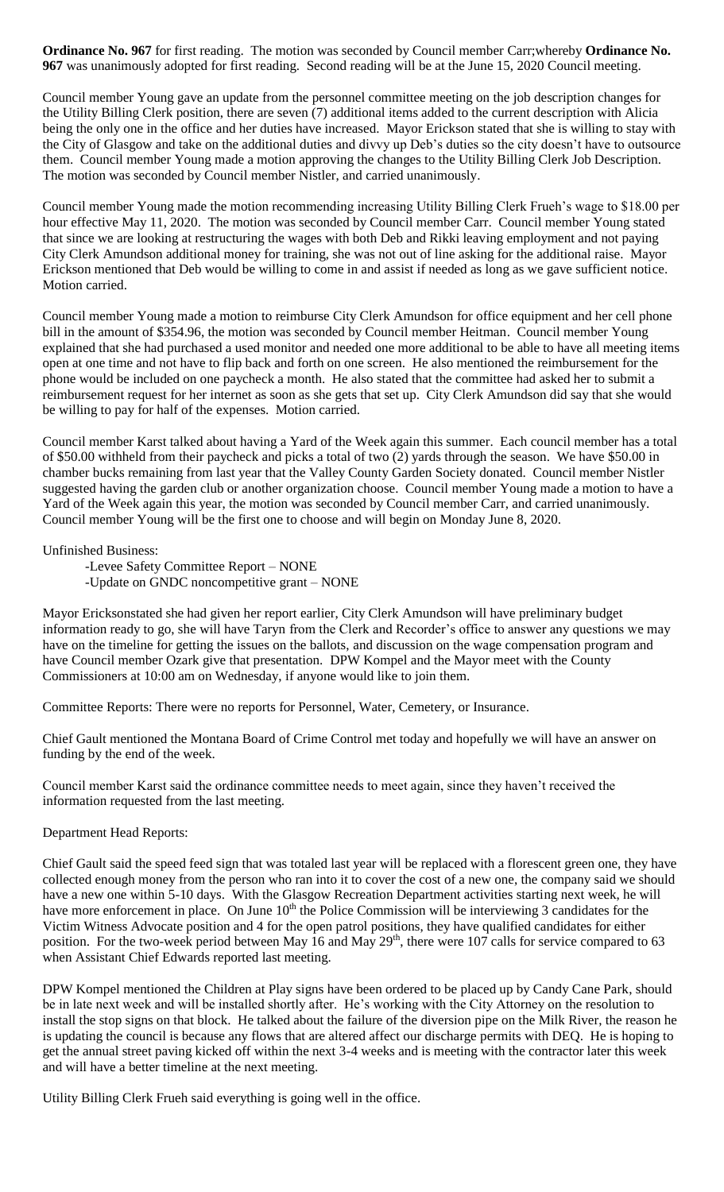**Ordinance No. 967** for first reading. The motion was seconded by Council member Carr;whereby **Ordinance No. 967** was unanimously adopted for first reading. Second reading will be at the June 15, 2020 Council meeting.

Council member Young gave an update from the personnel committee meeting on the job description changes for the Utility Billing Clerk position, there are seven (7) additional items added to the current description with Alicia being the only one in the office and her duties have increased. Mayor Erickson stated that she is willing to stay with the City of Glasgow and take on the additional duties and divvy up Deb's duties so the city doesn't have to outsource them. Council member Young made a motion approving the changes to the Utility Billing Clerk Job Description. The motion was seconded by Council member Nistler, and carried unanimously.

Council member Young made the motion recommending increasing Utility Billing Clerk Frueh's wage to $18.00 per hour effective May 11, 2020. The motion was seconded by Council member Carr. Council member Young stated that since we are looking at restructuring the wages with both Deb and Rikki leaving employment and not paying City Clerk Amundson additional money for training, she was not out of line asking for the additional raise. Mayor Erickson mentioned that Deb would be willing to come in and assist if needed as long as we gave sufficient notice. Motion carried.

Council member Young made a motion to reimburse City Clerk Amundson for office equipment and her cell phone bill in the amount of $354.96, the motion was seconded by Council member Heitman. Council member Young explained that she had purchased a used monitor and needed one more additional to be able to have all meeting items open at one time and not have to flip back and forth on one screen. He also mentioned the reimbursement for the phone would be included on one paycheck a month. He also stated that the committee had asked her to submit a reimbursement request for her internet as soon as she gets that set up. City Clerk Amundson did say that she would be willing to pay for half of the expenses. Motion carried.

Council member Karst talked about having a Yard of the Week again this summer. Each council member has a total of $50.00 withheld from their paycheck and picks a total of two (2) yards through the season. We have $50.00 in chamber bucks remaining from last year that the Valley County Garden Society donated. Council member Nistler suggested having the garden club or another organization choose. Council member Young made a motion to have a Yard of the Week again this year, the motion was seconded by Council member Carr, and carried unanimously. Council member Young will be the first one to choose and will begin on Monday June 8, 2020.

Unfinished Business:

- -Levee Safety Committee Report – NONE
- -Update on GNDC noncompetitive grant – NONE

Mayor Ericksonstated she had given her report earlier, City Clerk Amundson will have preliminary budget information ready to go, she will have Taryn from the Clerk and Recorder's office to answer any questions we may have on the timeline for getting the issues on the ballots, and discussion on the wage compensation program and have Council member Ozark give that presentation. DPW Kompel and the Mayor meet with the County Commissioners at 10:00 am on Wednesday, if anyone would like to join them.

Committee Reports: There were no reports for Personnel, Water, Cemetery, or Insurance.

Chief Gault mentioned the Montana Board of Crime Control met today and hopefully we will have an answer on funding by the end of the week.

Council member Karst said the ordinance committee needs to meet again, since they haven't received the information requested from the last meeting.

Department Head Reports:

Chief Gault said the speed feed sign that was totaled last year will be replaced with a florescent green one, they have collected enough money from the person who ran into it to cover the cost of a new one, the company said we should have a new one within 5-10 days. With the Glasgow Recreation Department activities starting next week, he will have more enforcement in place. On June 10th the Police Commission will be interviewing 3 candidates for the Victim Witness Advocate position and 4 for the open patrol positions, they have qualified candidates for either position. For the two-week period between May 16 and May 29th, there were 107 calls for service compared to 63 when Assistant Chief Edwards reported last meeting.

DPW Kompel mentioned the Children at Play signs have been ordered to be placed up by Candy Cane Park, should be in late next week and will be installed shortly after. He's working with the City Attorney on the resolution to install the stop signs on that block. He talked about the failure of the diversion pipe on the Milk River, the reason he is updating the council is because any flows that are altered affect our discharge permits with DEQ. He is hoping to get the annual street paving kicked off within the next 3-4 weeks and is meeting with the contractor later this week and will have a better timeline at the next meeting.

Utility Billing Clerk Frueh said everything is going well in the office.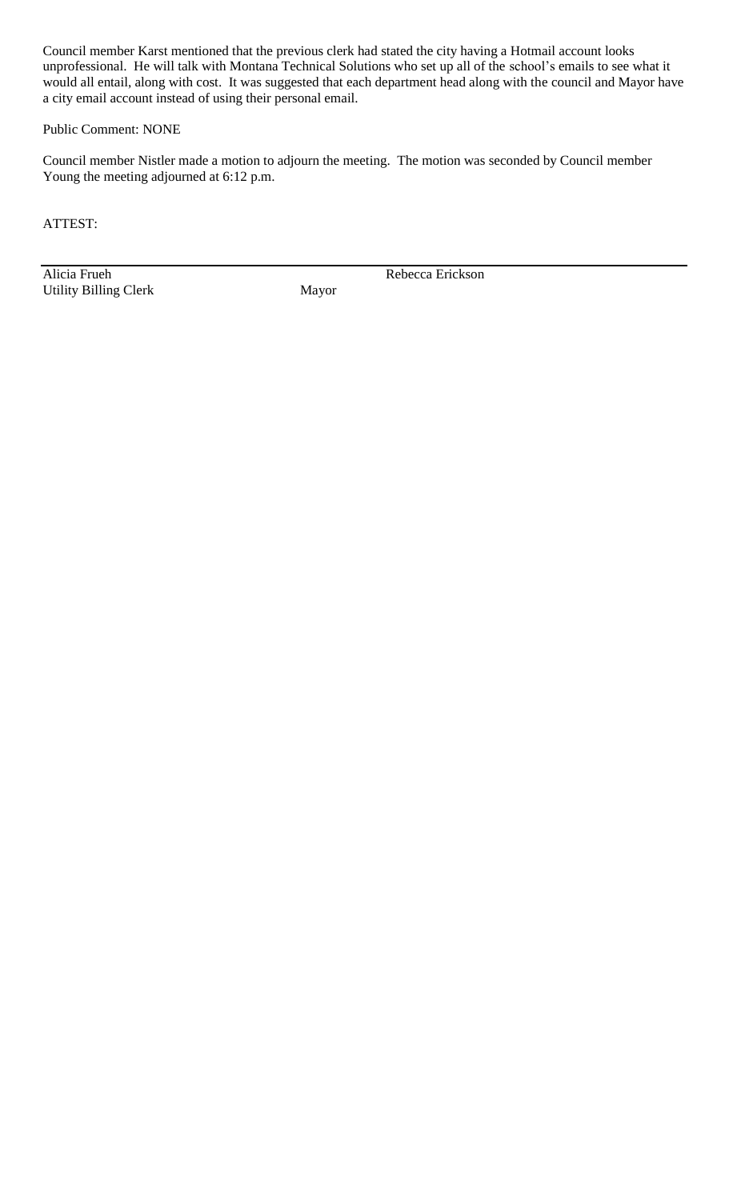Council member Karst mentioned that the previous clerk had stated the city having a Hotmail account looks unprofessional. He will talk with Montana Technical Solutions who set up all of the school's emails to see what it would all entail, along with cost. It was suggested that each department head along with the council and Mayor have a city email account instead of using their personal email.

Public Comment: NONE

Council member Nistler made a motion to adjourn the meeting. The motion was seconded by Council member Young the meeting adjourned at 6:12 p.m.

ATTEST:

| | |
|---|---|
| Alicia Frueh | Rebecca Erickson |
| Utility Billing Clerk | Mayor |